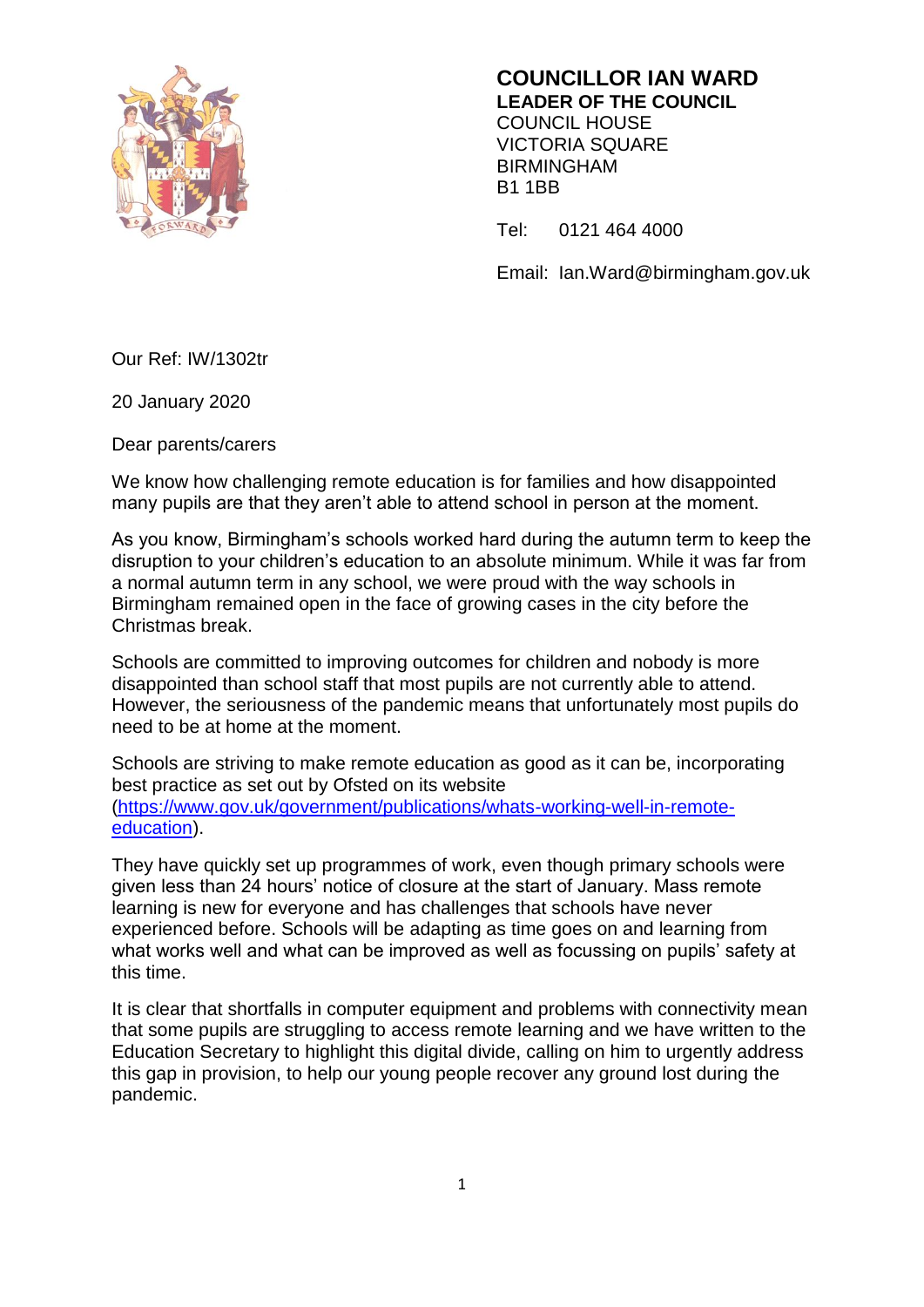**COUNCILLOR IAN WARD**
**LEADER OF THE COUNCIL**
COUNCIL HOUSE
VICTORIA SQUARE
BIRMINGHAM
B1 1BB

Tel: 0121 464 4000

Email: Ian.Ward@birmingham.gov.uk

Our Ref: IW/1302tr

20 January 2020

Dear parents/carers

We know how challenging remote education is for families and how disappointed many pupils are that they aren't able to attend school in person at the moment.

As you know, Birmingham's schools worked hard during the autumn term to keep the disruption to your children's education to an absolute minimum. While it was far from a normal autumn term in any school, we were proud with the way schools in Birmingham remained open in the face of growing cases in the city before the Christmas break.

Schools are committed to improving outcomes for children and nobody is more disappointed than school staff that most pupils are not currently able to attend. However, the seriousness of the pandemic means that unfortunately most pupils do need to be at home at the moment.

Schools are striving to make remote education as good as it can be, incorporating best practice as set out by Ofsted on its website ([https://www.gov.uk/government/publications/whats-working-well-in-remote-education](https://www.gov.uk/government/publications/whats-working-well-in-remote-education)).

They have quickly set up programmes of work, even though primary schools were given less than 24 hours' notice of closure at the start of January. Mass remote learning is new for everyone and has challenges that schools have never experienced before. Schools will be adapting as time goes on and learning from what works well and what can be improved as well as focussing on pupils' safety at this time.

It is clear that shortfalls in computer equipment and problems with connectivity mean that some pupils are struggling to access remote learning and we have written to the Education Secretary to highlight this digital divide, calling on him to urgently address this gap in provision, to help our young people recover any ground lost during the pandemic.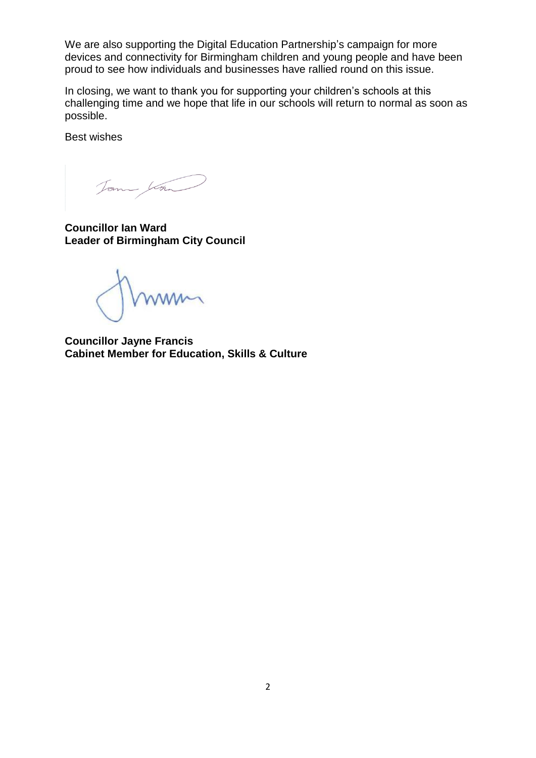We are also supporting the Digital Education Partnership's campaign for more devices and connectivity for Birmingham children and young people and have been proud to see how individuals and businesses have rallied round on this issue.

In closing, we want to thank you for supporting your children's schools at this challenging time and we hope that life in our schools will return to normal as soon as possible.

Best wishes

**Councillor Ian Ward**
**Leader of Birmingham City Council**

**Councillor Jayne Francis**
**Cabinet Member for Education, Skills & Culture**